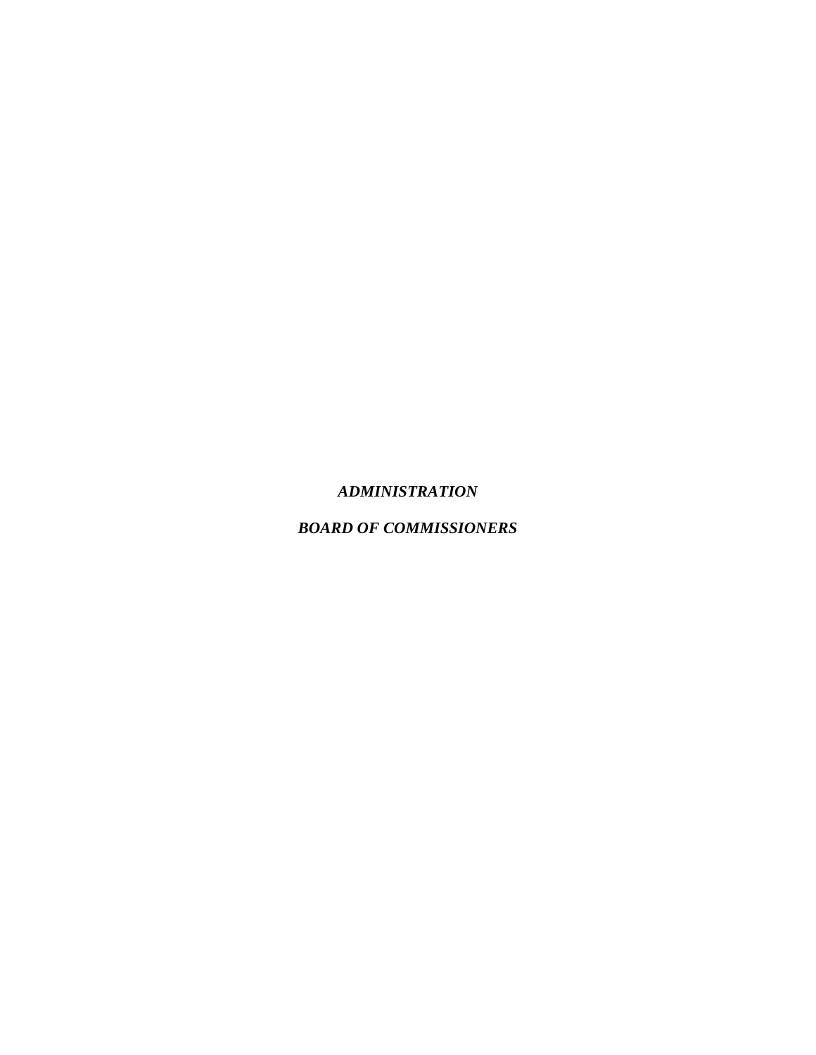***ADMINISTRATION***

***BOARD OF COMMISSIONERS***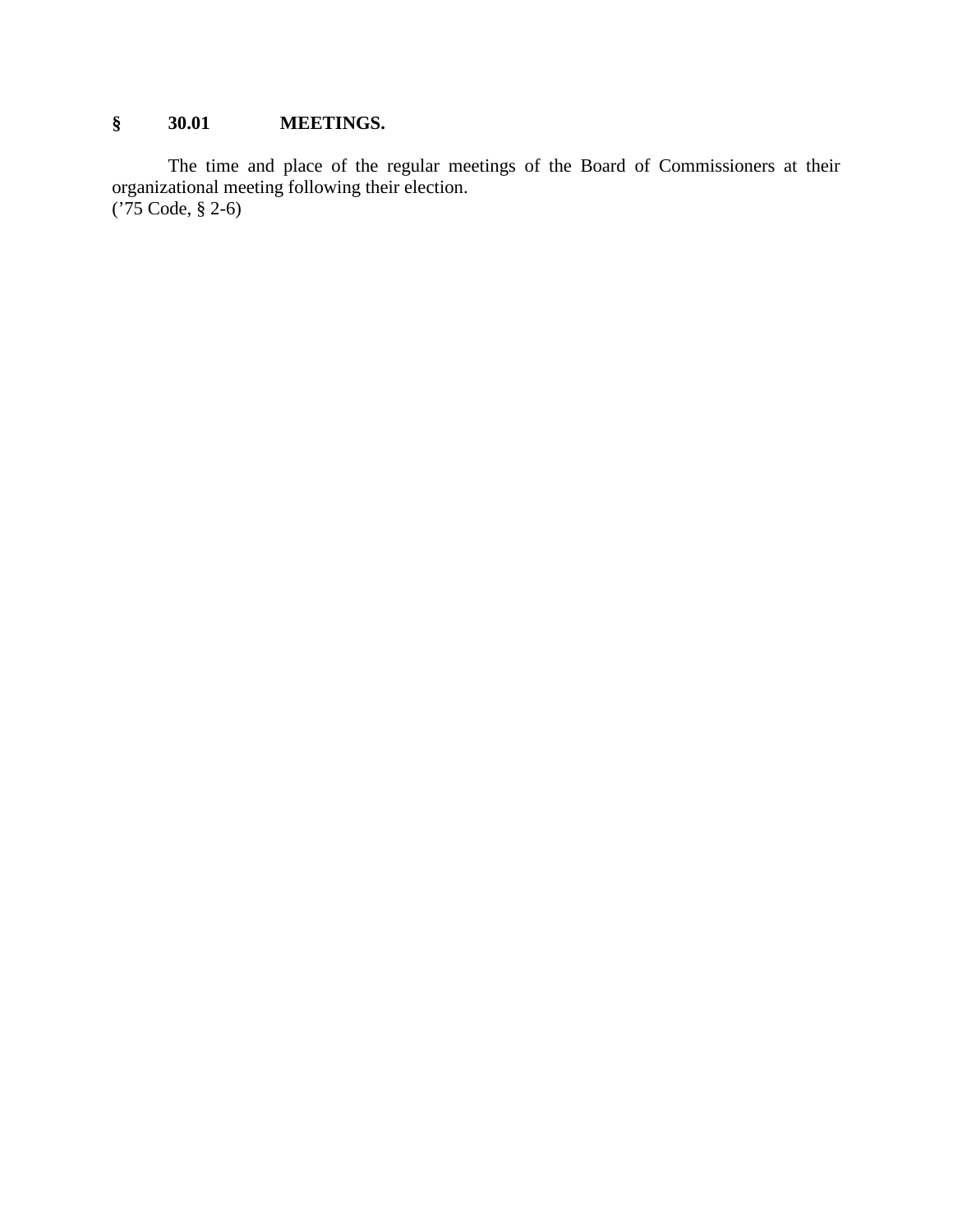## § 30.01 MEETINGS.

The time and place of the regular meetings of the Board of Commissioners at their organizational meeting following their election.
('75 Code, § 2-6)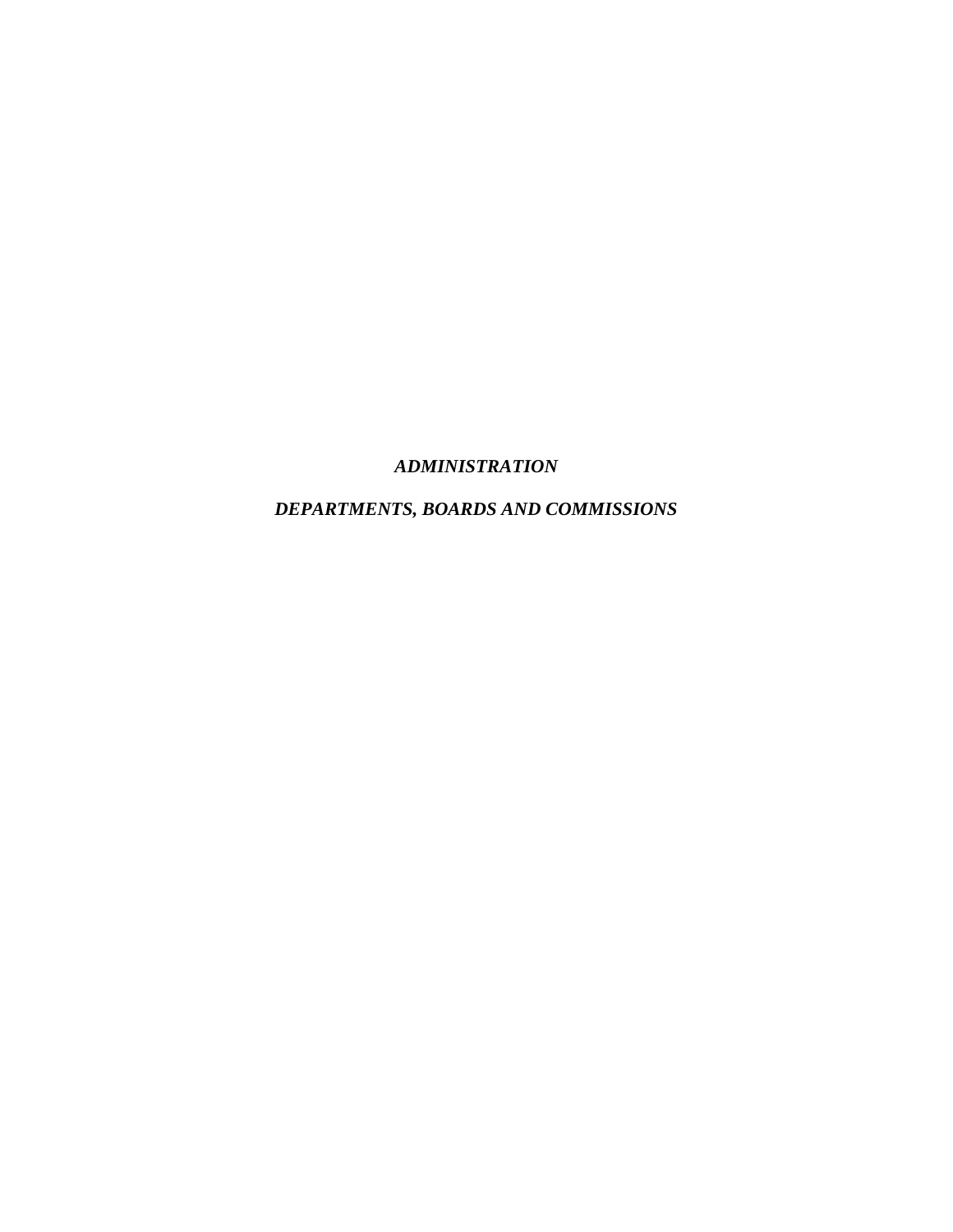***ADMINISTRATION***

***DEPARTMENTS, BOARDS AND COMMISSIONS***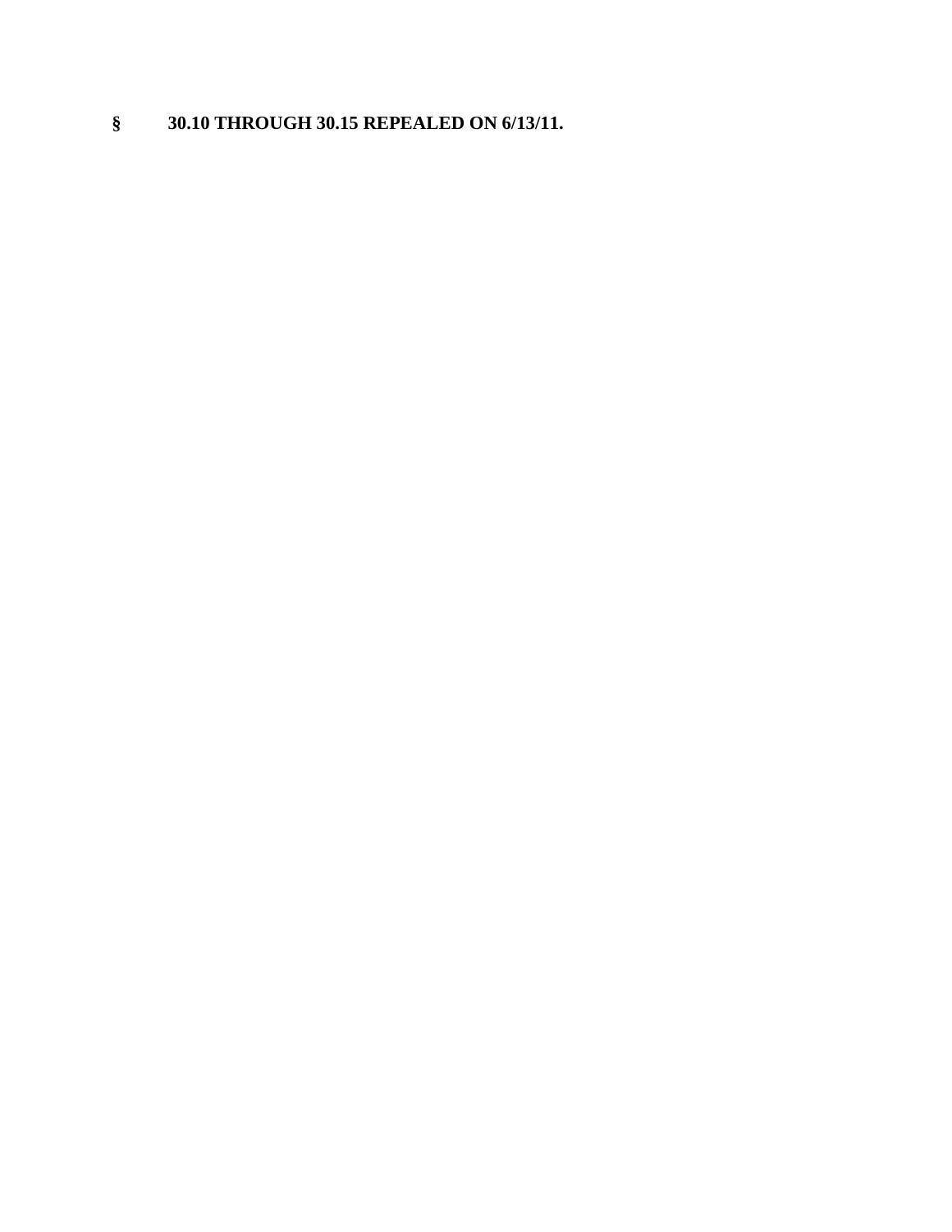**§ 30.10 THROUGH 30.15 REPEALED ON 6/13/11.**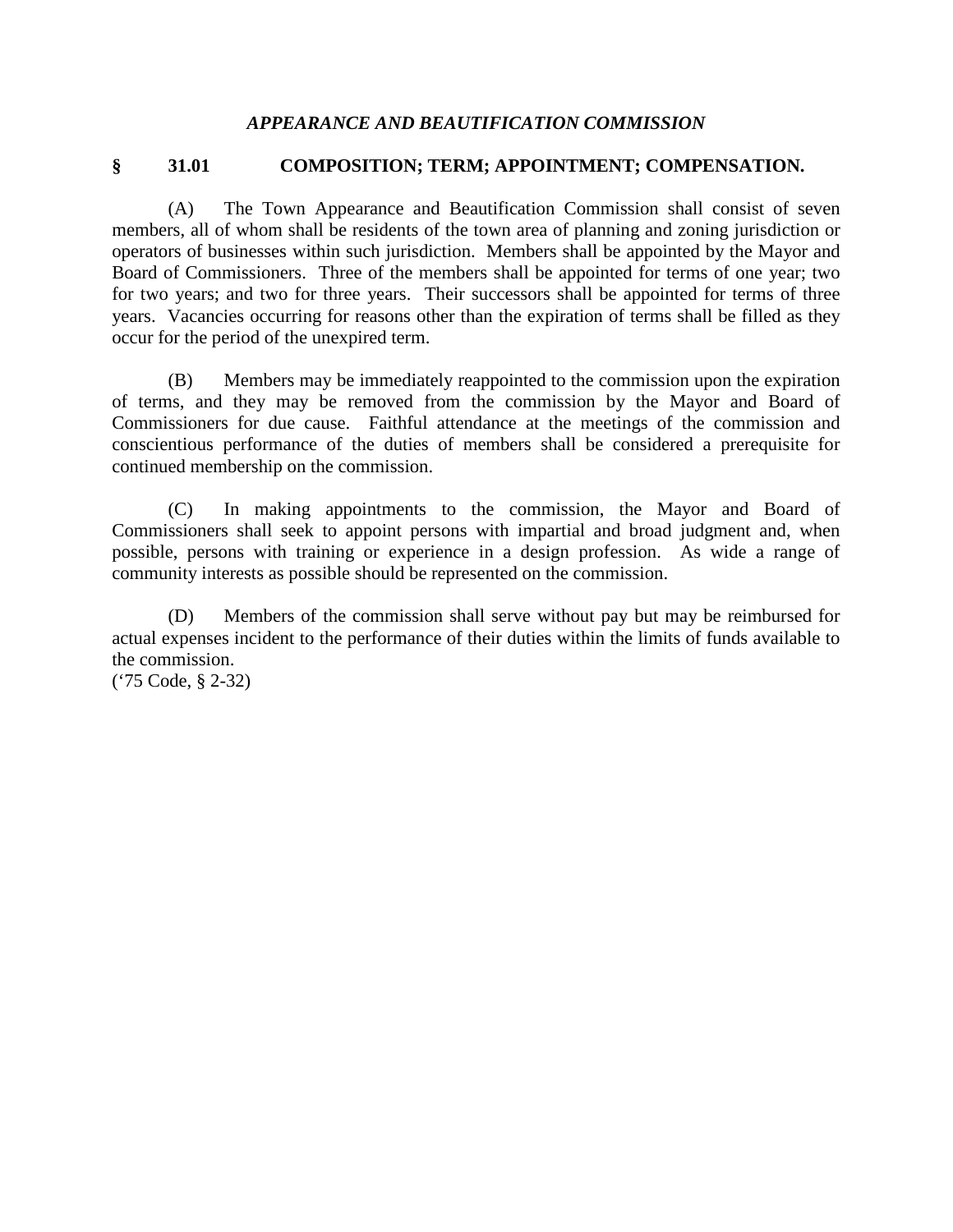## *APPEARANCE AND BEAUTIFICATION COMMISSION*

### § 31.01 COMPOSITION; TERM; APPOINTMENT; COMPENSATION.

(A) The Town Appearance and Beautification Commission shall consist of seven members, all of whom shall be residents of the town area of planning and zoning jurisdiction or operators of businesses within such jurisdiction. Members shall be appointed by the Mayor and Board of Commissioners. Three of the members shall be appointed for terms of one year; two for two years; and two for three years. Their successors shall be appointed for terms of three years. Vacancies occurring for reasons other than the expiration of terms shall be filled as they occur for the period of the unexpired term.

(B) Members may be immediately reappointed to the commission upon the expiration of terms, and they may be removed from the commission by the Mayor and Board of Commissioners for due cause. Faithful attendance at the meetings of the commission and conscientious performance of the duties of members shall be considered a prerequisite for continued membership on the commission.

(C) In making appointments to the commission, the Mayor and Board of Commissioners shall seek to appoint persons with impartial and broad judgment and, when possible, persons with training or experience in a design profession. As wide a range of community interests as possible should be represented on the commission.

(D) Members of the commission shall serve without pay but may be reimbursed for actual expenses incident to the performance of their duties within the limits of funds available to the commission.
('75 Code, § 2-32)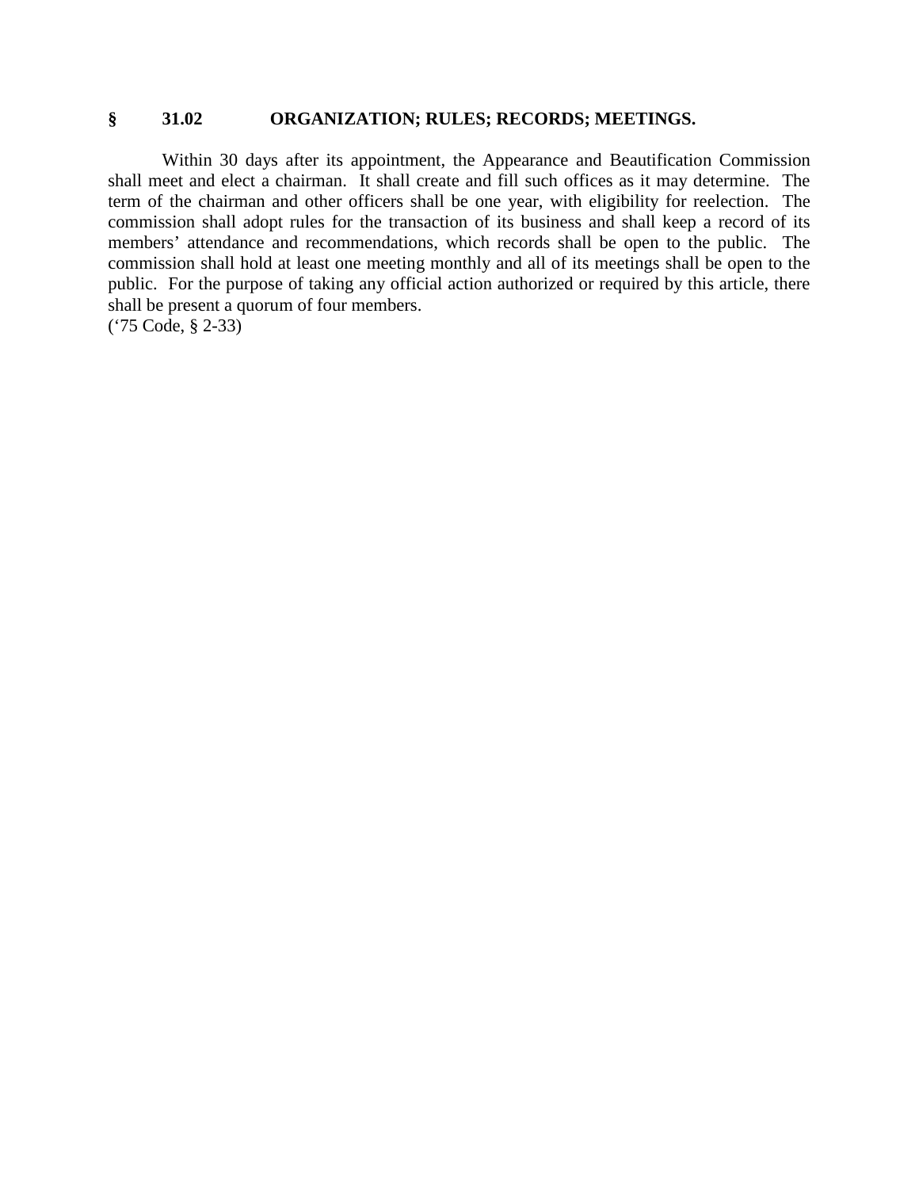## § 31.02 ORGANIZATION; RULES; RECORDS; MEETINGS.

Within 30 days after its appointment, the Appearance and Beautification Commission shall meet and elect a chairman. It shall create and fill such offices as it may determine. The term of the chairman and other officers shall be one year, with eligibility for reelection. The commission shall adopt rules for the transaction of its business and shall keep a record of its members' attendance and recommendations, which records shall be open to the public. The commission shall hold at least one meeting monthly and all of its meetings shall be open to the public. For the purpose of taking any official action authorized or required by this article, there shall be present a quorum of four members.
('75 Code, § 2-33)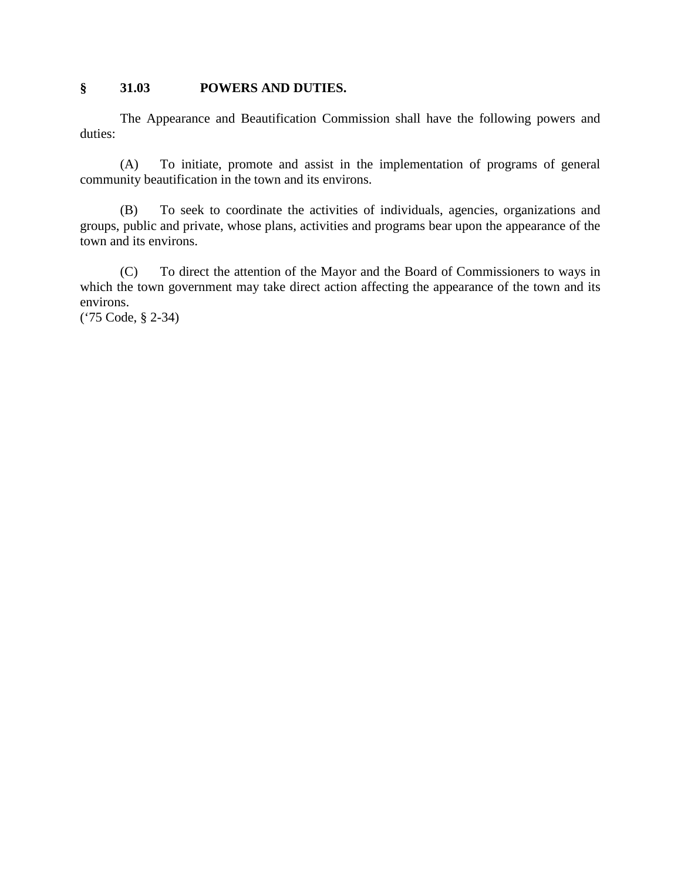**§ 31.03 POWERS AND DUTIES.**

The Appearance and Beautification Commission shall have the following powers and duties:

(A) To initiate, promote and assist in the implementation of programs of general community beautification in the town and its environs.

(B) To seek to coordinate the activities of individuals, agencies, organizations and groups, public and private, whose plans, activities and programs bear upon the appearance of the town and its environs.

(C) To direct the attention of the Mayor and the Board of Commissioners to ways in which the town government may take direct action affecting the appearance of the town and its environs.
(‘75 Code, § 2-34)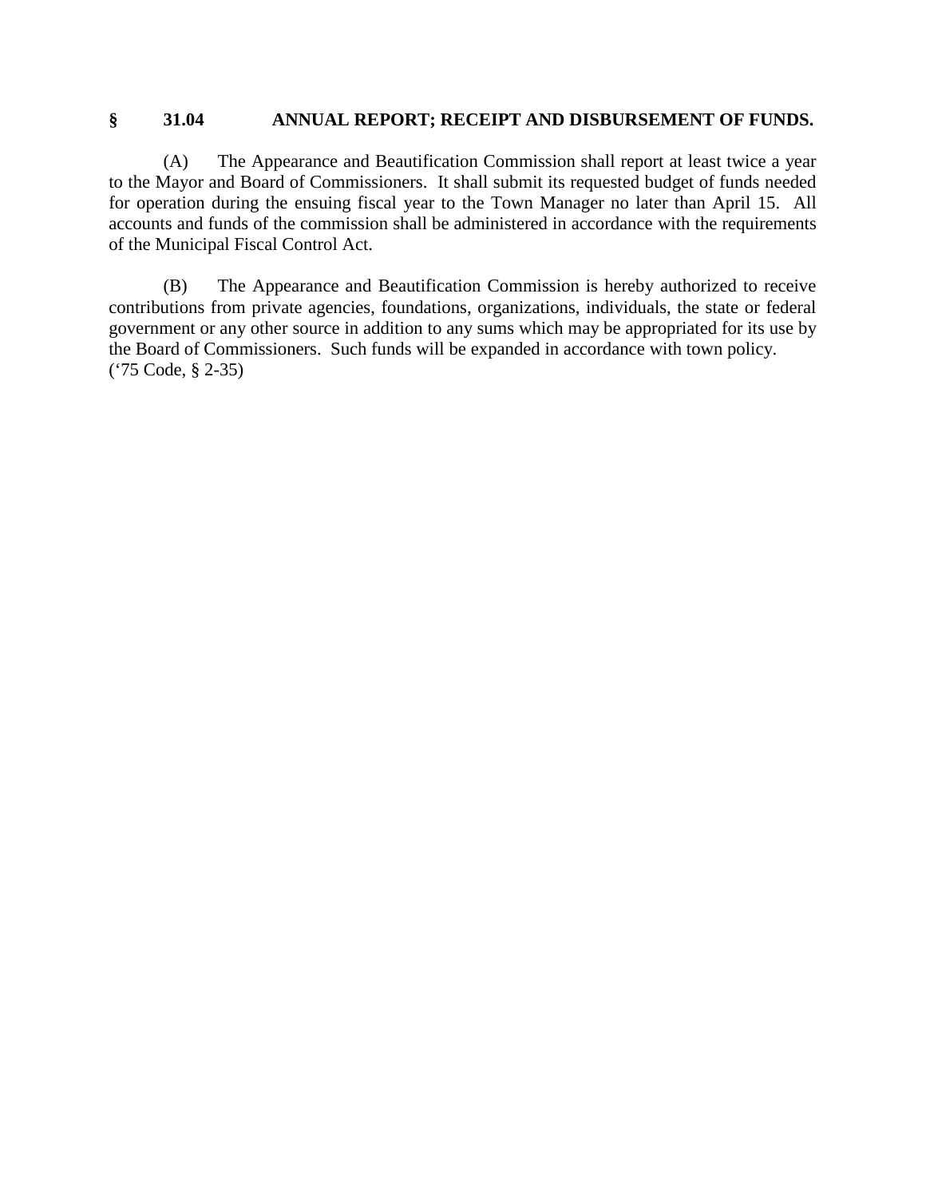**§ 31.04 ANNUAL REPORT; RECEIPT AND DISBURSEMENT OF FUNDS.**

(A) The Appearance and Beautification Commission shall report at least twice a year to the Mayor and Board of Commissioners. It shall submit its requested budget of funds needed for operation during the ensuing fiscal year to the Town Manager no later than April 15. All accounts and funds of the commission shall be administered in accordance with the requirements of the Municipal Fiscal Control Act.

(B) The Appearance and Beautification Commission is hereby authorized to receive contributions from private agencies, foundations, organizations, individuals, the state or federal government or any other source in addition to any sums which may be appropriated for its use by the Board of Commissioners. Such funds will be expanded in accordance with town policy.
('75 Code, § 2-35)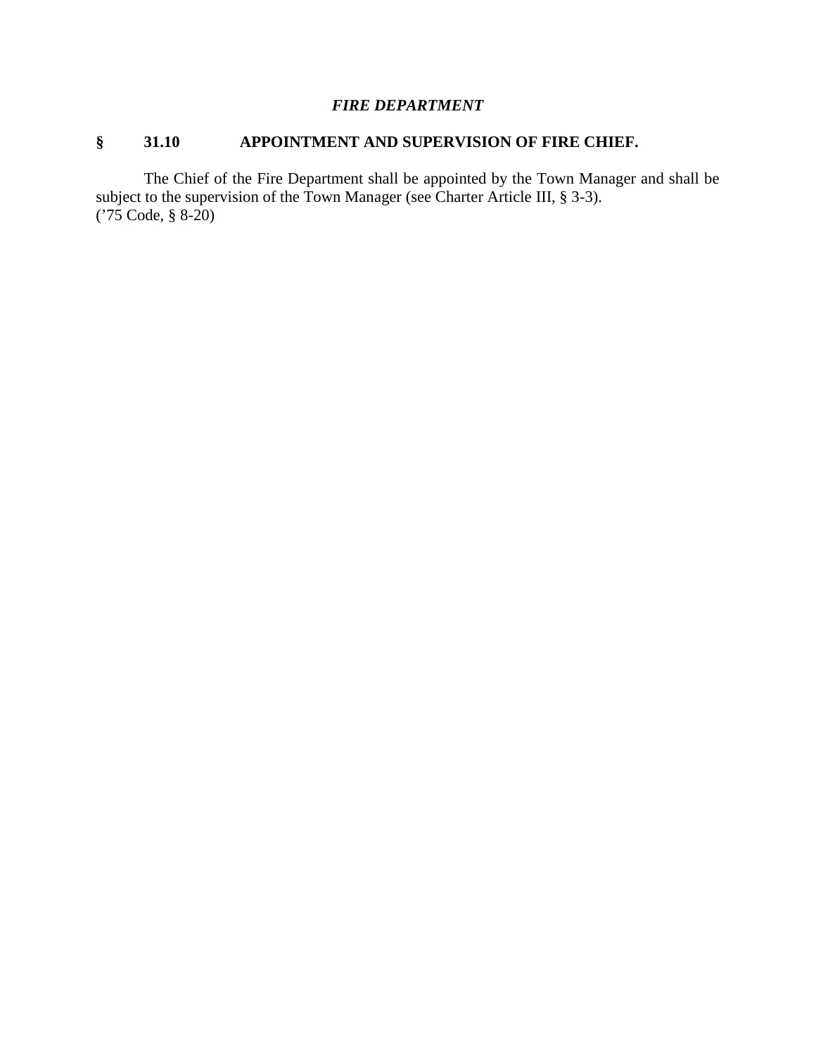*FIRE DEPARTMENT*

## § 31.10 APPOINTMENT AND SUPERVISION OF FIRE CHIEF.

The Chief of the Fire Department shall be appointed by the Town Manager and shall be subject to the supervision of the Town Manager (see Charter Article III, § 3-3).
('75 Code, § 8-20)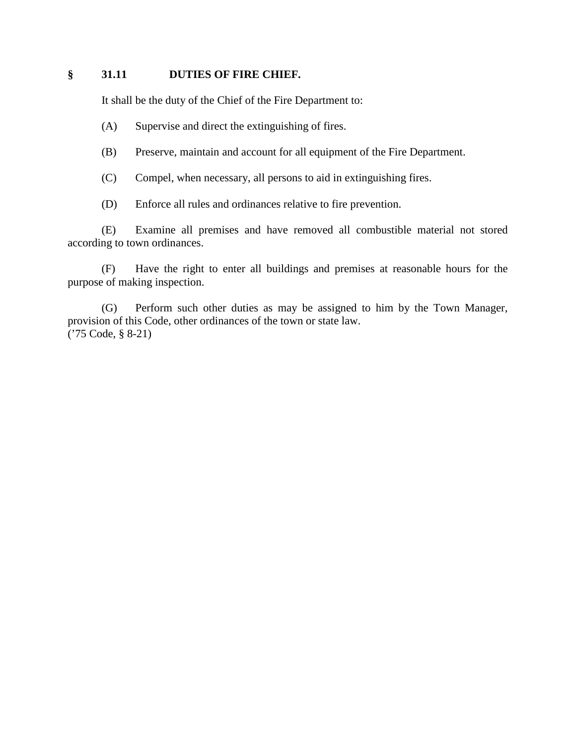## § 31.11 DUTIES OF FIRE CHIEF.

It shall be the duty of the Chief of the Fire Department to:

(A) Supervise and direct the extinguishing of fires.

(B) Preserve, maintain and account for all equipment of the Fire Department.

(C) Compel, when necessary, all persons to aid in extinguishing fires.

(D) Enforce all rules and ordinances relative to fire prevention.

(E) Examine all premises and have removed all combustible material not stored according to town ordinances.

(F) Have the right to enter all buildings and premises at reasonable hours for the purpose of making inspection.

(G) Perform such other duties as may be assigned to him by the Town Manager, provision of this Code, other ordinances of the town or state law.
('75 Code, § 8-21)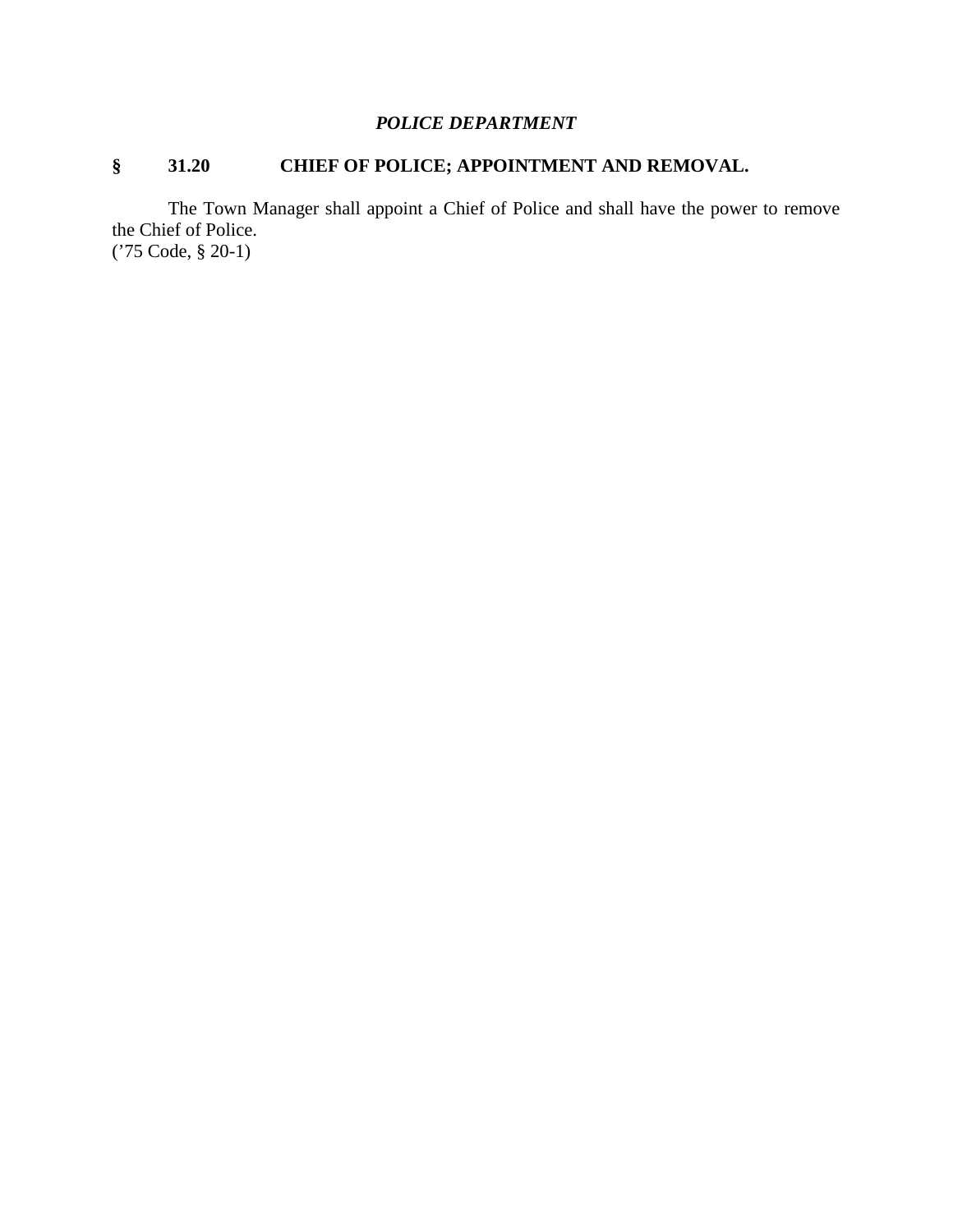## *POLICE DEPARTMENT*

### § 31.20 CHIEF OF POLICE; APPOINTMENT AND REMOVAL.

The Town Manager shall appoint a Chief of Police and shall have the power to remove the Chief of Police.
('75 Code, § 20-1)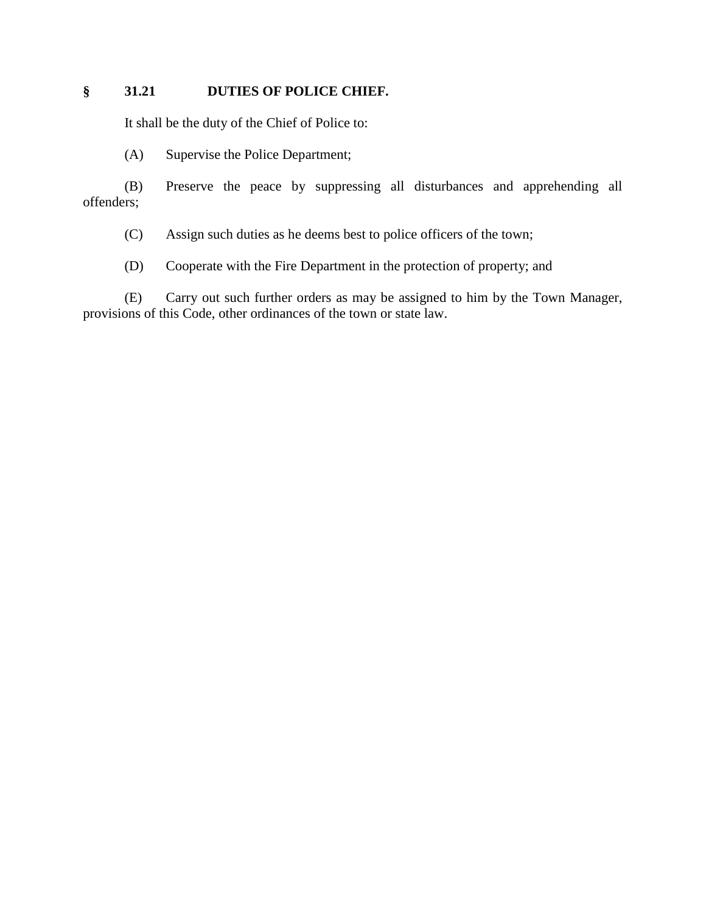## § 31.21 DUTIES OF POLICE CHIEF.

It shall be the duty of the Chief of Police to:

(A) Supervise the Police Department;

(B) Preserve the peace by suppressing all disturbances and apprehending all offenders;

(C) Assign such duties as he deems best to police officers of the town;

(D) Cooperate with the Fire Department in the protection of property; and

(E) Carry out such further orders as may be assigned to him by the Town Manager, provisions of this Code, other ordinances of the town or state law.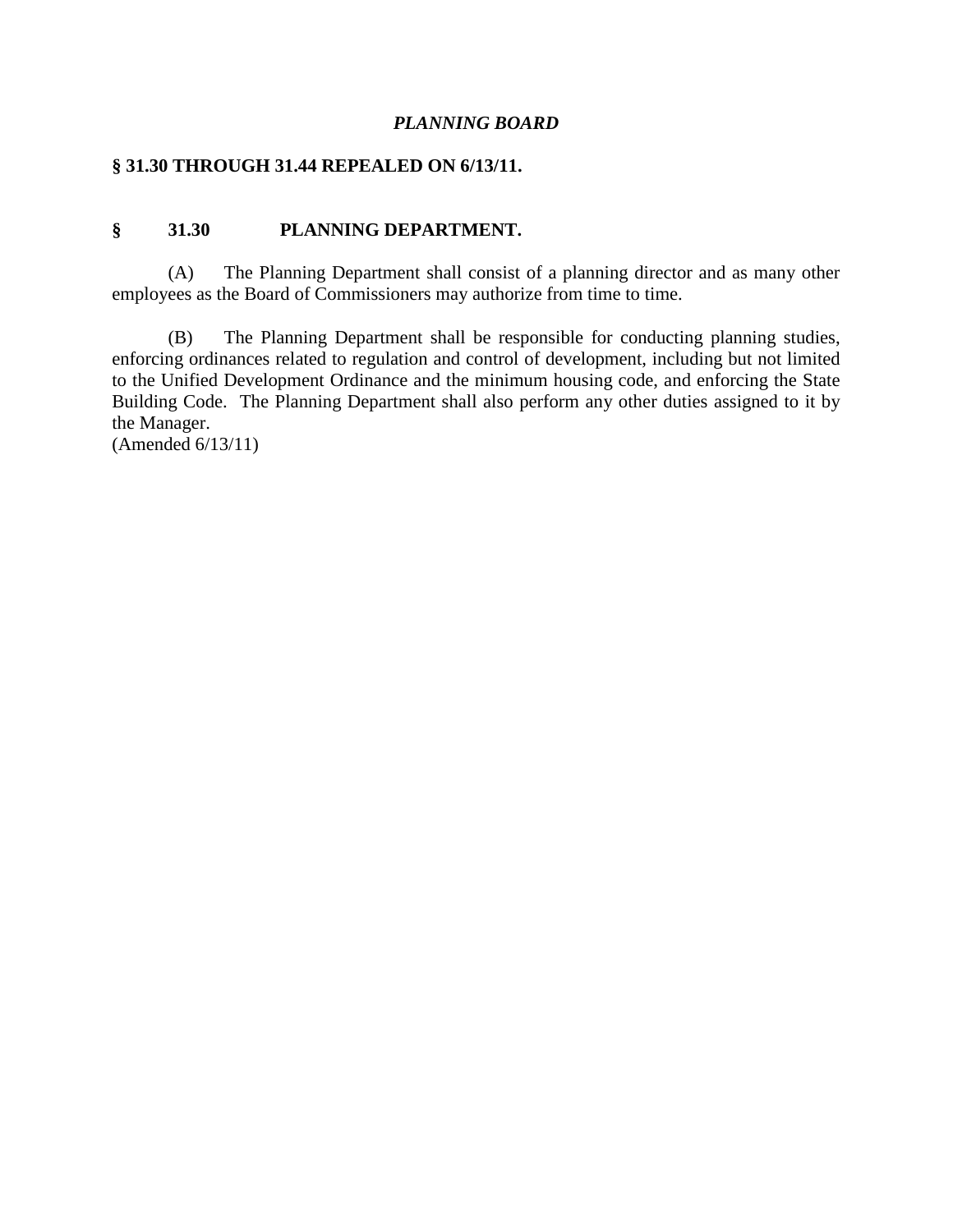*PLANNING BOARD*

**§ 31.30 THROUGH 31.44 REPEALED ON 6/13/11.**

**§ 31.30 PLANNING DEPARTMENT.**

(A) The Planning Department shall consist of a planning director and as many other employees as the Board of Commissioners may authorize from time to time.

(B) The Planning Department shall be responsible for conducting planning studies, enforcing ordinances related to regulation and control of development, including but not limited to the Unified Development Ordinance and the minimum housing code, and enforcing the State Building Code. The Planning Department shall also perform any other duties assigned to it by the Manager.
(Amended 6/13/11)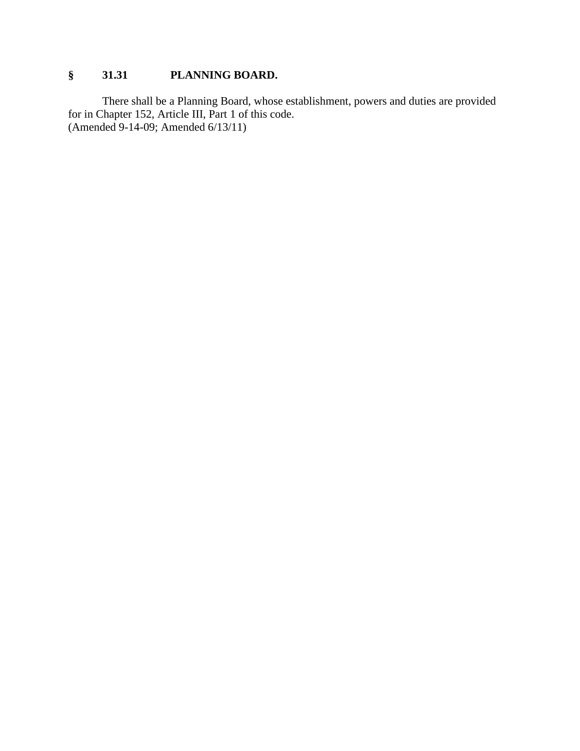## § 31.31 PLANNING BOARD.

There shall be a Planning Board, whose establishment, powers and duties are provided for in Chapter 152, Article III, Part 1 of this code.
(Amended 9-14-09; Amended 6/13/11)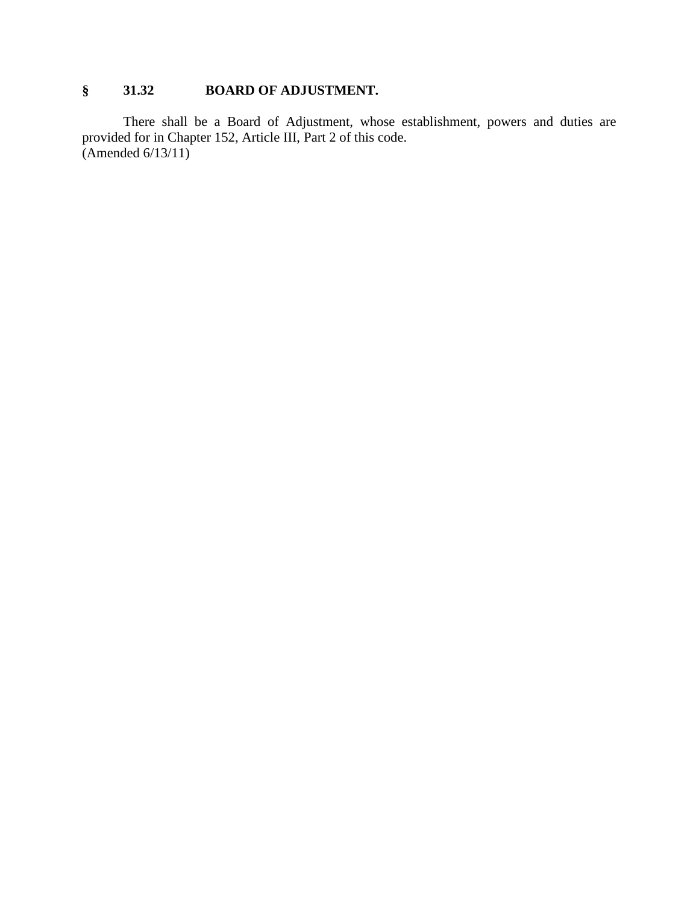## § 31.32 BOARD OF ADJUSTMENT.

There shall be a Board of Adjustment, whose establishment, powers and duties are provided for in Chapter 152, Article III, Part 2 of this code.
(Amended 6/13/11)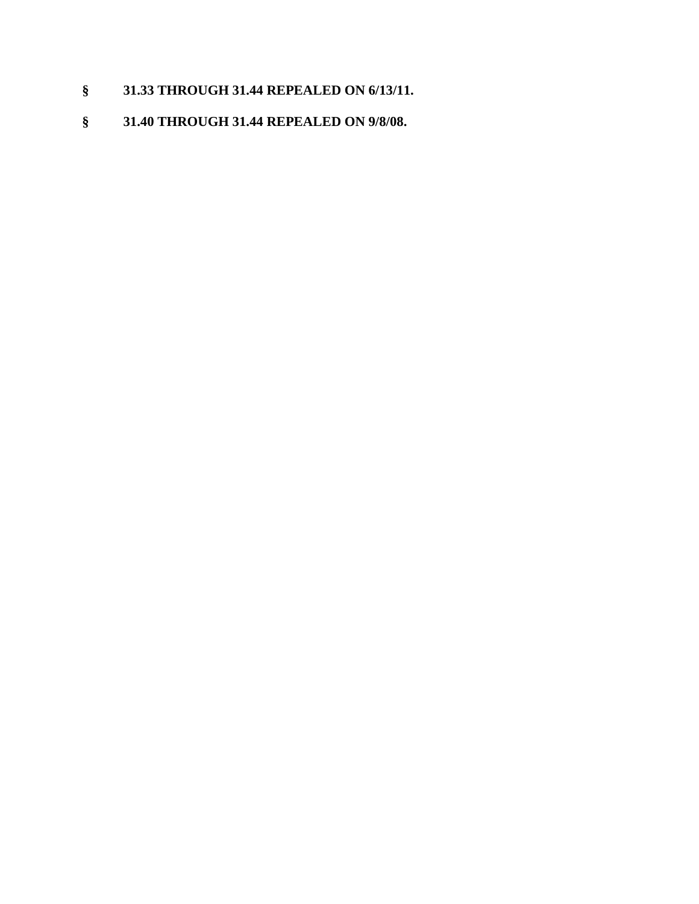**§ 31.33 THROUGH 31.44 REPEALED ON 6/13/11.**

**§ 31.40 THROUGH 31.44 REPEALED ON 9/8/08.**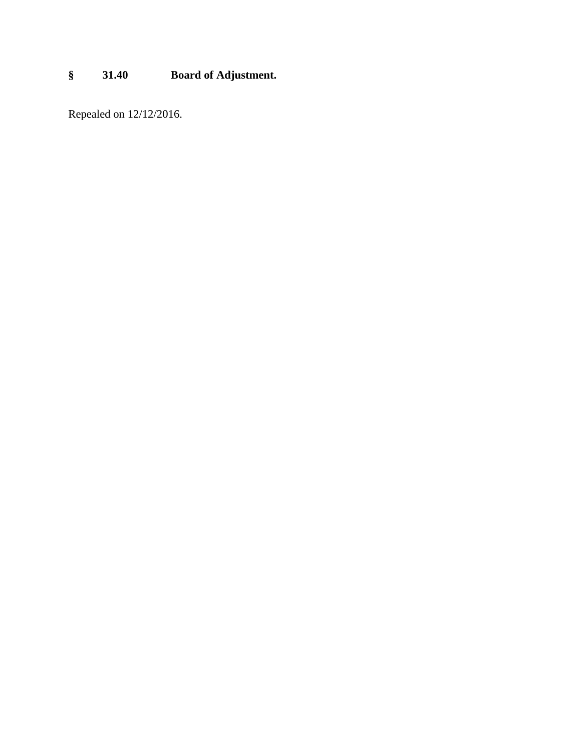### § 31.40 Board of Adjustment.

Repealed on 12/12/2016.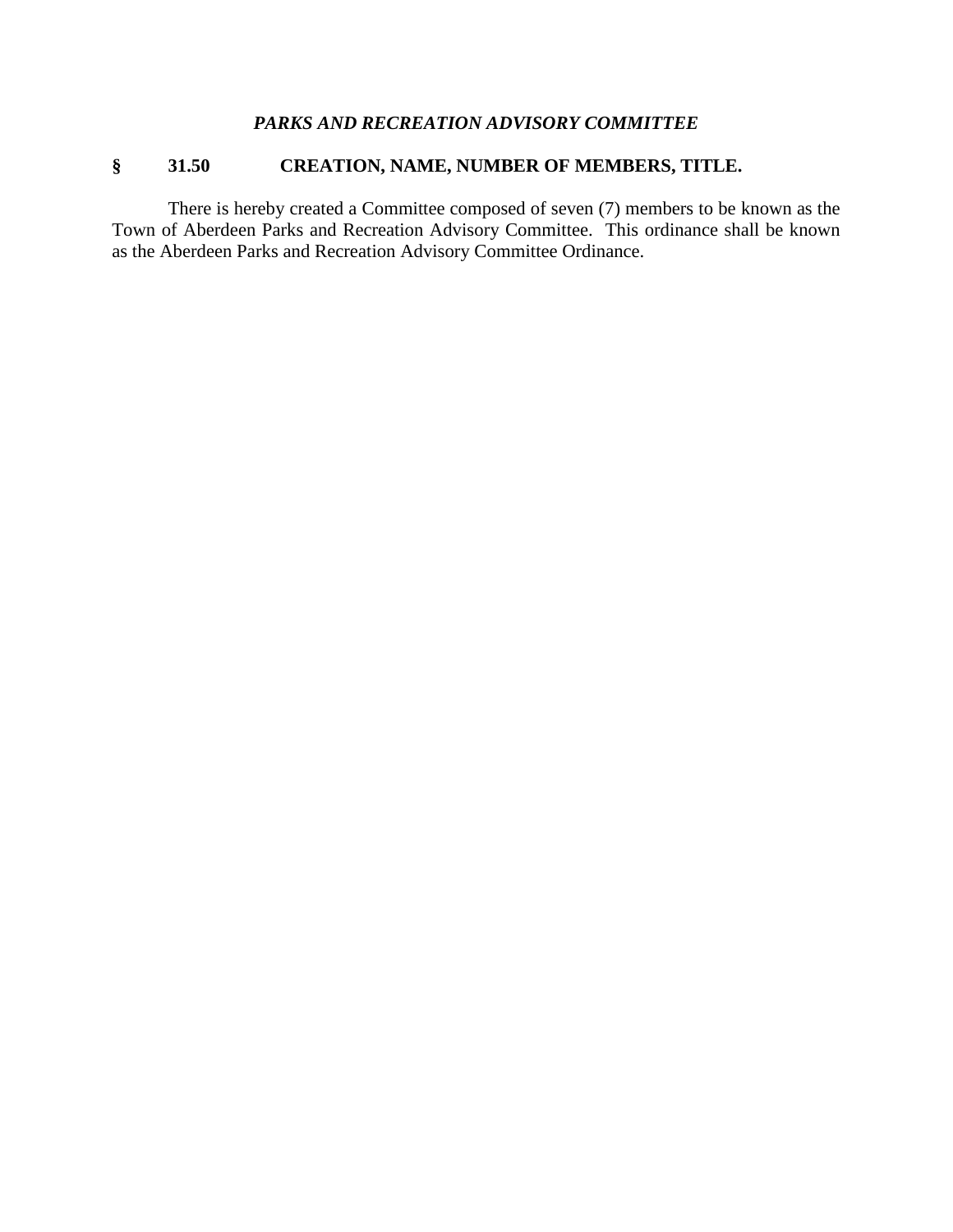## *PARKS AND RECREATION ADVISORY COMMITTEE*

### § 31.50 CREATION, NAME, NUMBER OF MEMBERS, TITLE.

There is hereby created a Committee composed of seven (7) members to be known as the Town of Aberdeen Parks and Recreation Advisory Committee. This ordinance shall be known as the Aberdeen Parks and Recreation Advisory Committee Ordinance.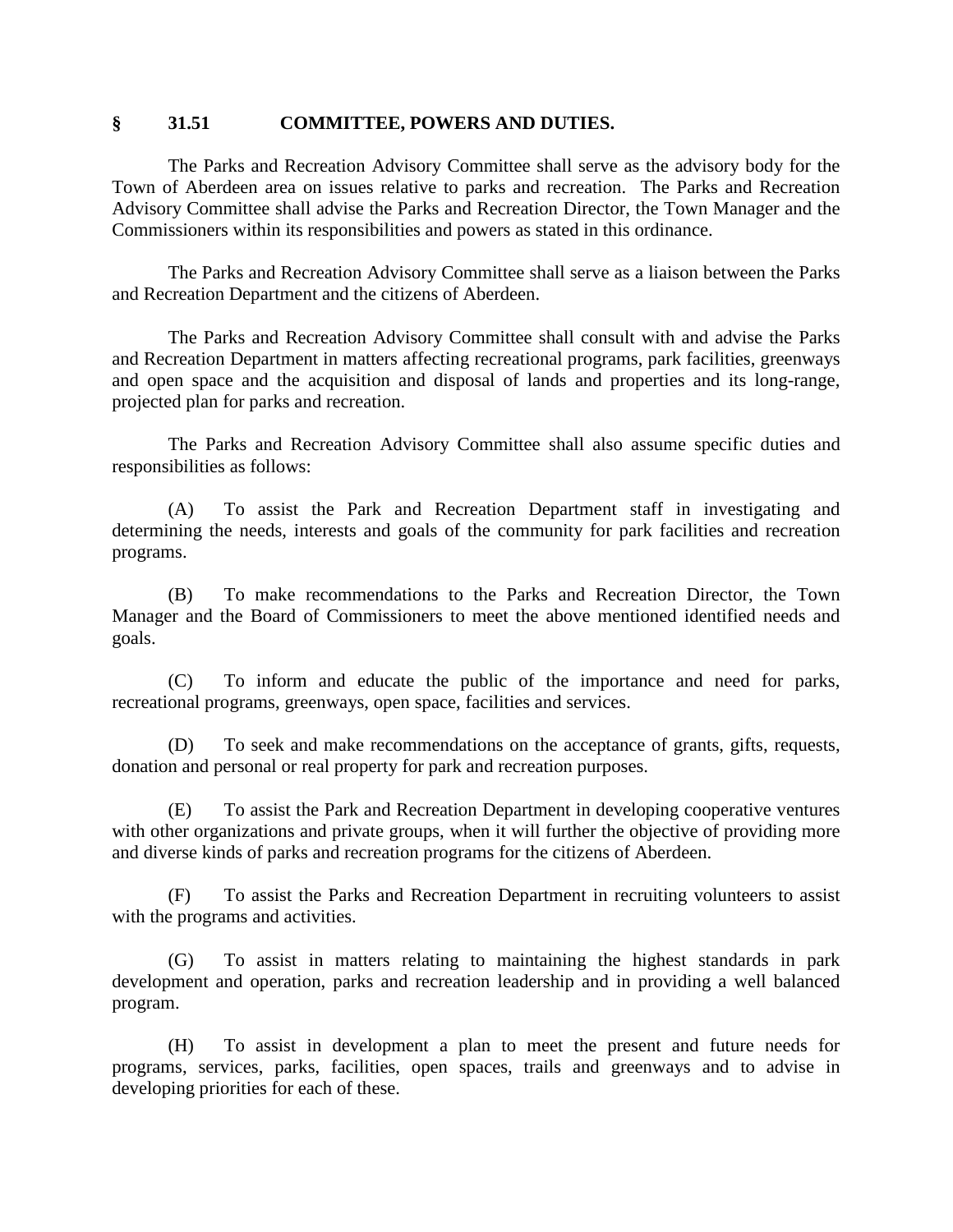## § 31.51 COMMITTEE, POWERS AND DUTIES.

The Parks and Recreation Advisory Committee shall serve as the advisory body for the Town of Aberdeen area on issues relative to parks and recreation. The Parks and Recreation Advisory Committee shall advise the Parks and Recreation Director, the Town Manager and the Commissioners within its responsibilities and powers as stated in this ordinance.

The Parks and Recreation Advisory Committee shall serve as a liaison between the Parks and Recreation Department and the citizens of Aberdeen.

The Parks and Recreation Advisory Committee shall consult with and advise the Parks and Recreation Department in matters affecting recreational programs, park facilities, greenways and open space and the acquisition and disposal of lands and properties and its long-range, projected plan for parks and recreation.

The Parks and Recreation Advisory Committee shall also assume specific duties and responsibilities as follows:

(A) To assist the Park and Recreation Department staff in investigating and determining the needs, interests and goals of the community for park facilities and recreation programs.

(B) To make recommendations to the Parks and Recreation Director, the Town Manager and the Board of Commissioners to meet the above mentioned identified needs and goals.

(C) To inform and educate the public of the importance and need for parks, recreational programs, greenways, open space, facilities and services.

(D) To seek and make recommendations on the acceptance of grants, gifts, requests, donation and personal or real property for park and recreation purposes.

(E) To assist the Park and Recreation Department in developing cooperative ventures with other organizations and private groups, when it will further the objective of providing more and diverse kinds of parks and recreation programs for the citizens of Aberdeen.

(F) To assist the Parks and Recreation Department in recruiting volunteers to assist with the programs and activities.

(G) To assist in matters relating to maintaining the highest standards in park development and operation, parks and recreation leadership and in providing a well balanced program.

(H) To assist in development a plan to meet the present and future needs for programs, services, parks, facilities, open spaces, trails and greenways and to advise in developing priorities for each of these.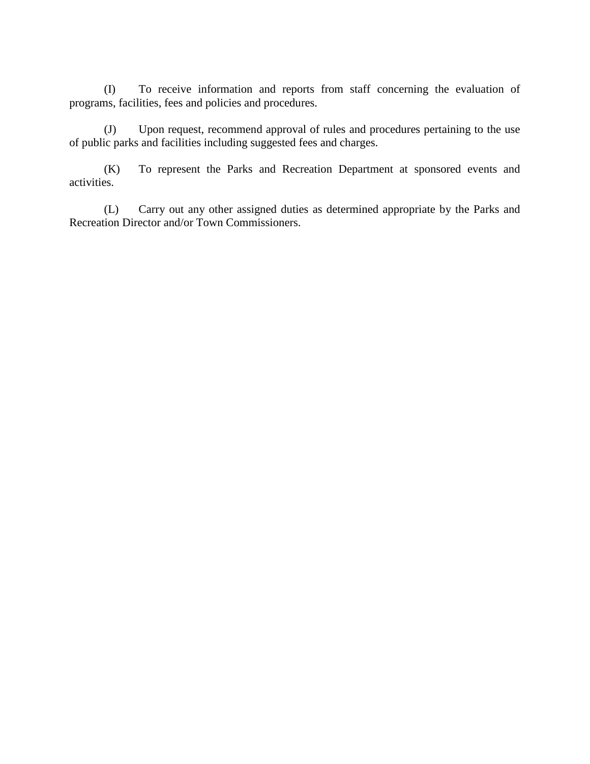(I) To receive information and reports from staff concerning the evaluation of programs, facilities, fees and policies and procedures.

(J) Upon request, recommend approval of rules and procedures pertaining to the use of public parks and facilities including suggested fees and charges.

(K) To represent the Parks and Recreation Department at sponsored events and activities.

(L) Carry out any other assigned duties as determined appropriate by the Parks and Recreation Director and/or Town Commissioners.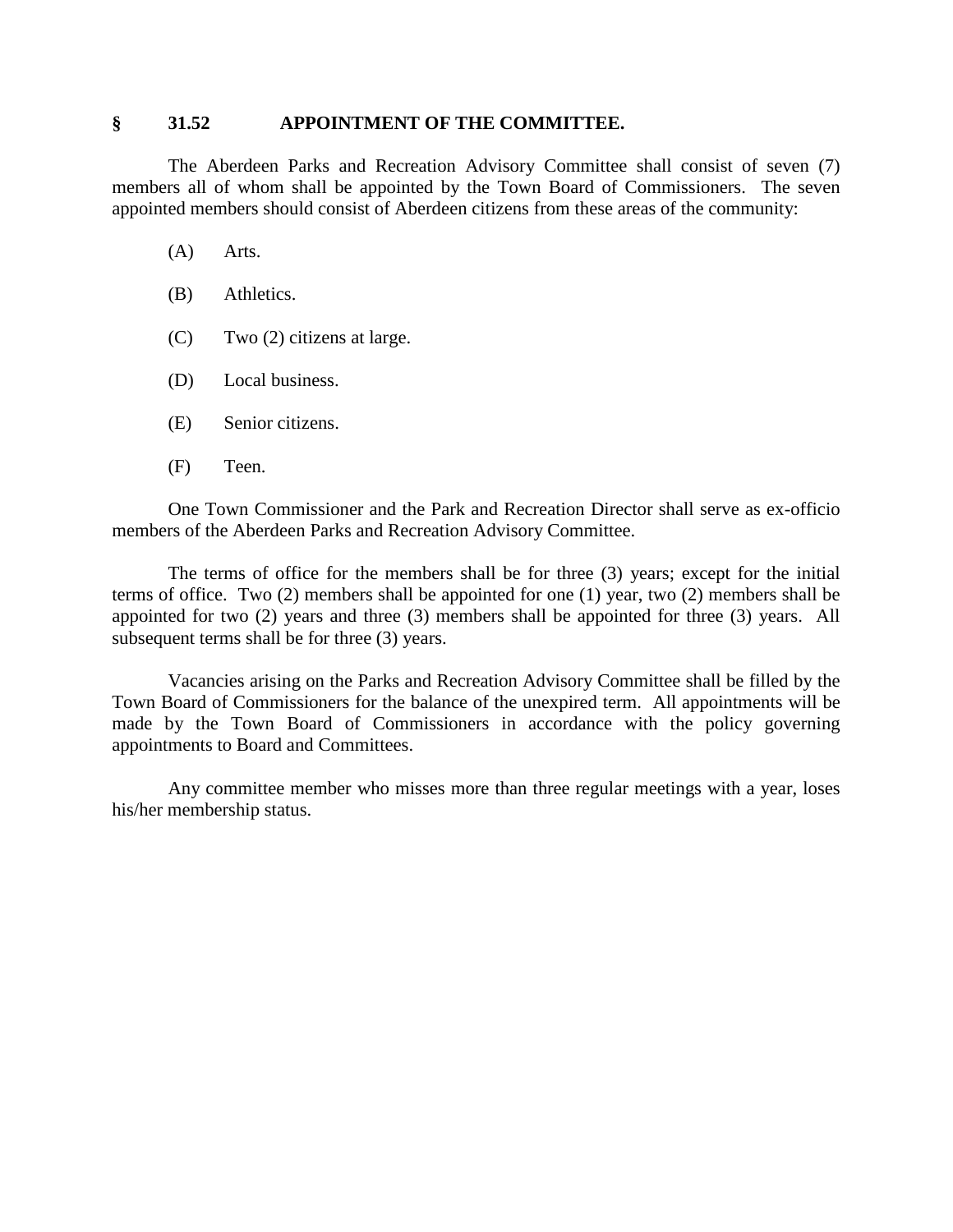## § 31.52 APPOINTMENT OF THE COMMITTEE.

The Aberdeen Parks and Recreation Advisory Committee shall consist of seven (7) members all of whom shall be appointed by the Town Board of Commissioners. The seven appointed members should consist of Aberdeen citizens from these areas of the community:

(A) Arts.

(B) Athletics.

(C) Two (2) citizens at large.

(D) Local business.

(E) Senior citizens.

(F) Teen.

One Town Commissioner and the Park and Recreation Director shall serve as ex-officio members of the Aberdeen Parks and Recreation Advisory Committee.

The terms of office for the members shall be for three (3) years; except for the initial terms of office. Two (2) members shall be appointed for one (1) year, two (2) members shall be appointed for two (2) years and three (3) members shall be appointed for three (3) years. All subsequent terms shall be for three (3) years.

Vacancies arising on the Parks and Recreation Advisory Committee shall be filled by the Town Board of Commissioners for the balance of the unexpired term. All appointments will be made by the Town Board of Commissioners in accordance with the policy governing appointments to Board and Committees.

Any committee member who misses more than three regular meetings with a year, loses his/her membership status.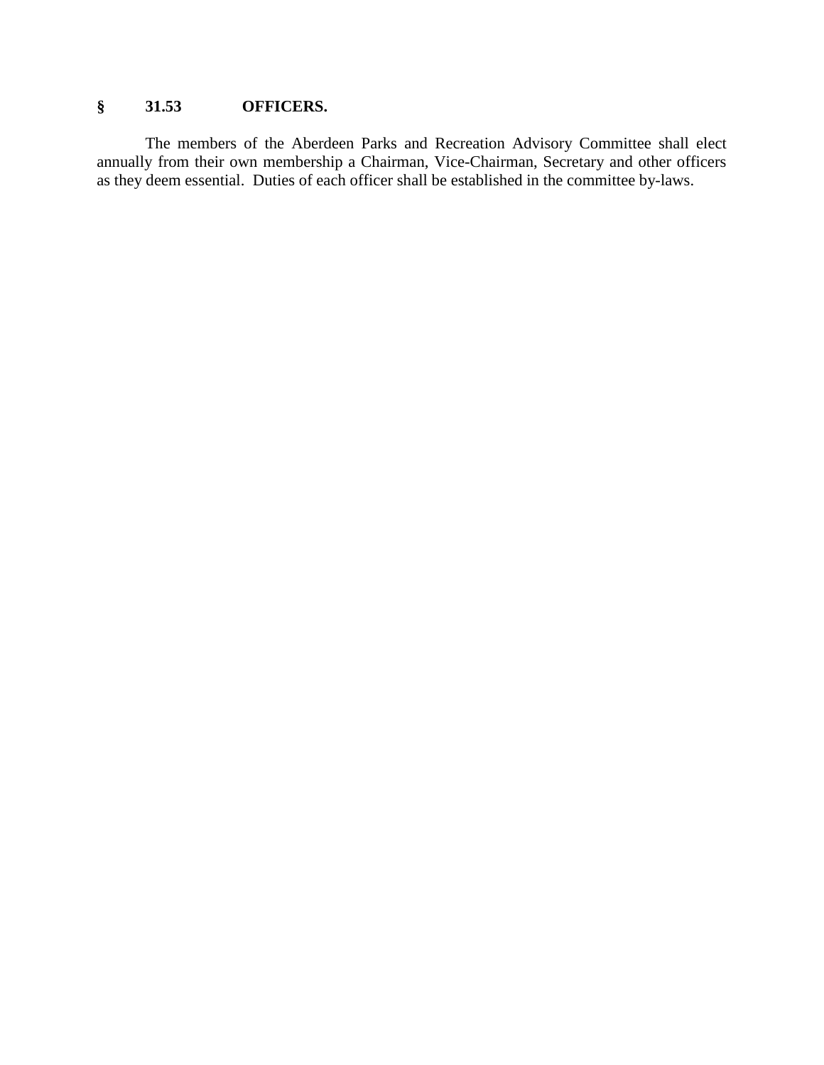## § 31.53 OFFICERS.

The members of the Aberdeen Parks and Recreation Advisory Committee shall elect annually from their own membership a Chairman, Vice-Chairman, Secretary and other officers as they deem essential. Duties of each officer shall be established in the committee by-laws.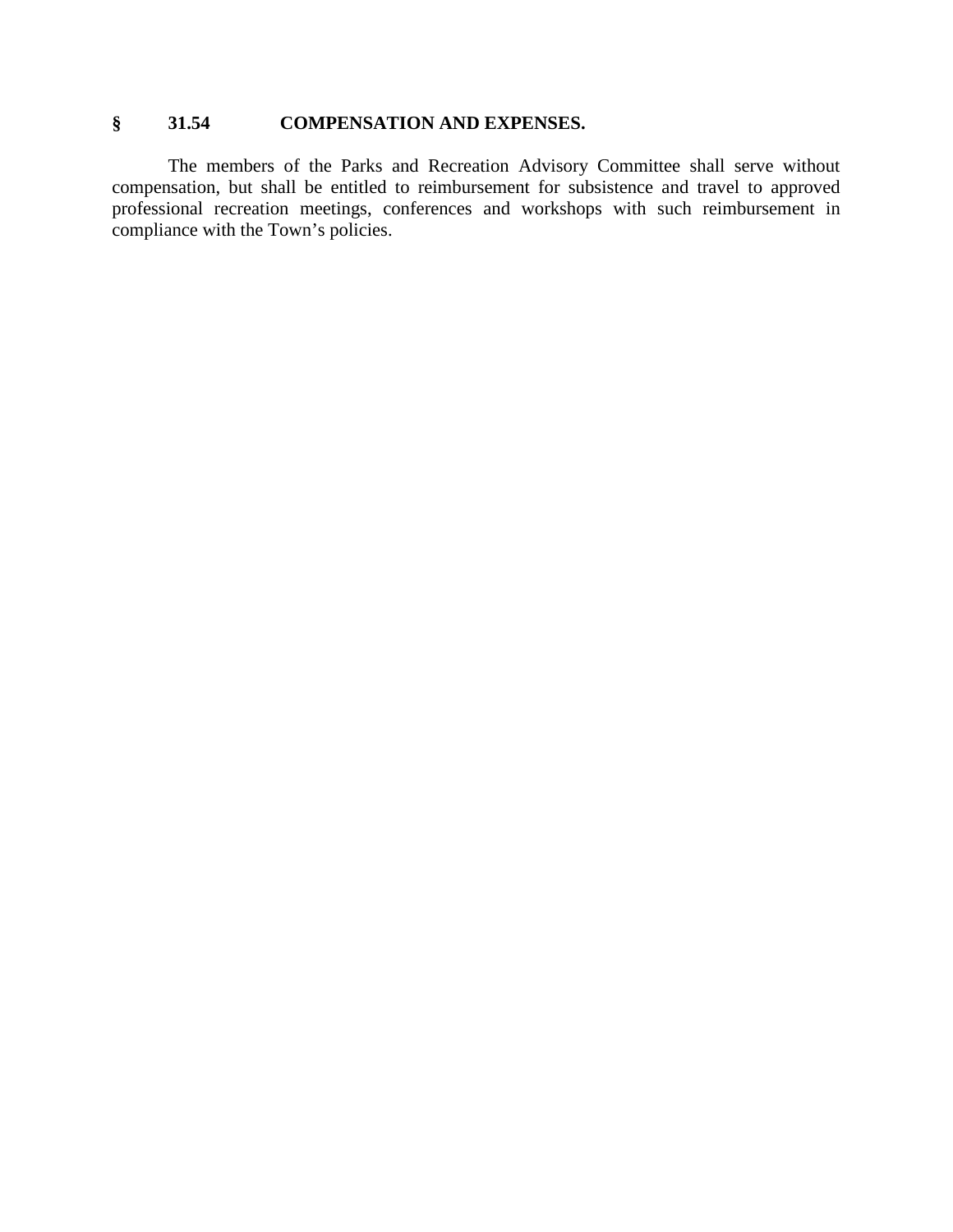### § 31.54 COMPENSATION AND EXPENSES.

The members of the Parks and Recreation Advisory Committee shall serve without compensation, but shall be entitled to reimbursement for subsistence and travel to approved professional recreation meetings, conferences and workshops with such reimbursement in compliance with the Town's policies.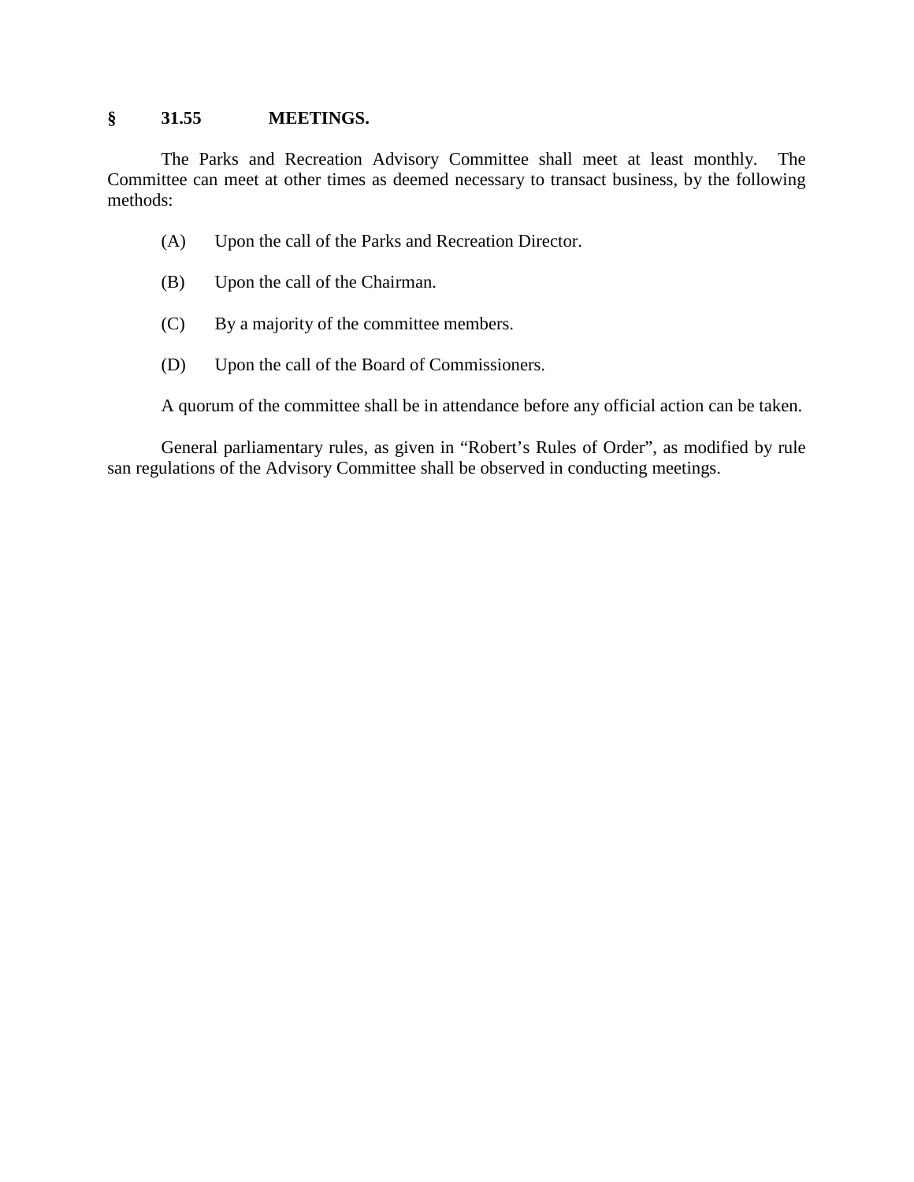## § 31.55 MEETINGS.

The Parks and Recreation Advisory Committee shall meet at least monthly. The Committee can meet at other times as deemed necessary to transact business, by the following methods:

(A) Upon the call of the Parks and Recreation Director.

(B) Upon the call of the Chairman.

(C) By a majority of the committee members.

(D) Upon the call of the Board of Commissioners.

A quorum of the committee shall be in attendance before any official action can be taken.

General parliamentary rules, as given in "Robert's Rules of Order", as modified by rule san regulations of the Advisory Committee shall be observed in conducting meetings.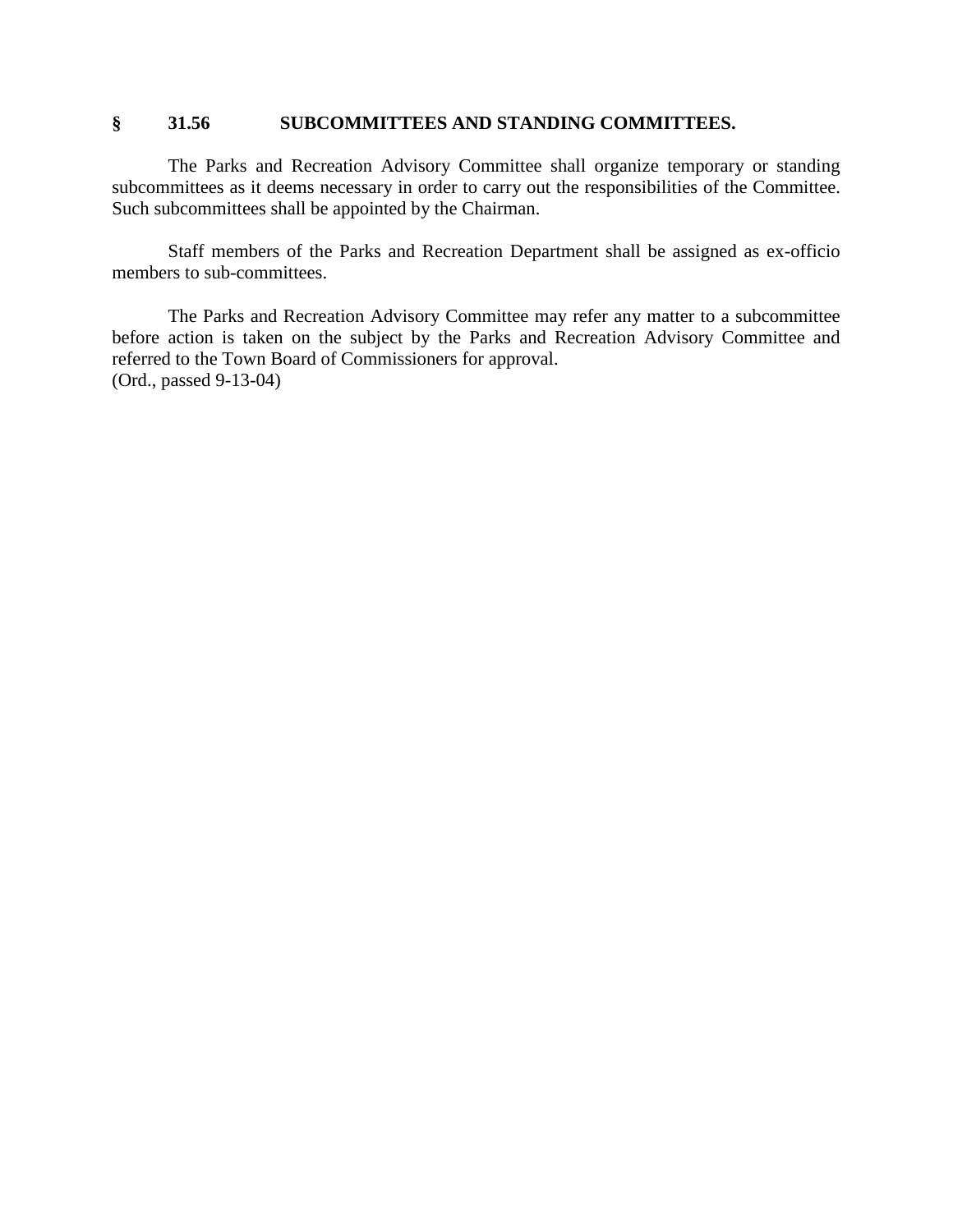### § 31.56 SUBCOMMITTEES AND STANDING COMMITTEES.

The Parks and Recreation Advisory Committee shall organize temporary or standing subcommittees as it deems necessary in order to carry out the responsibilities of the Committee. Such subcommittees shall be appointed by the Chairman.

Staff members of the Parks and Recreation Department shall be assigned as ex-officio members to sub-committees.

The Parks and Recreation Advisory Committee may refer any matter to a subcommittee before action is taken on the subject by the Parks and Recreation Advisory Committee and referred to the Town Board of Commissioners for approval.
(Ord., passed 9-13-04)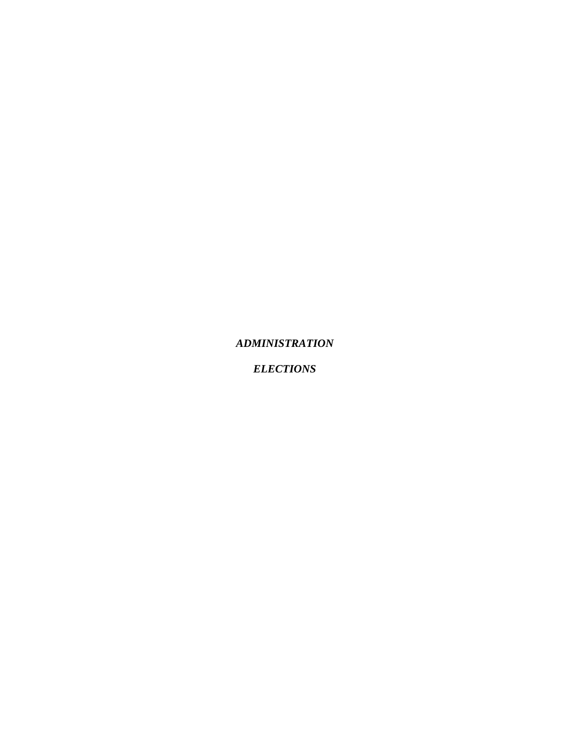***ADMINISTRATION***

***ELECTIONS***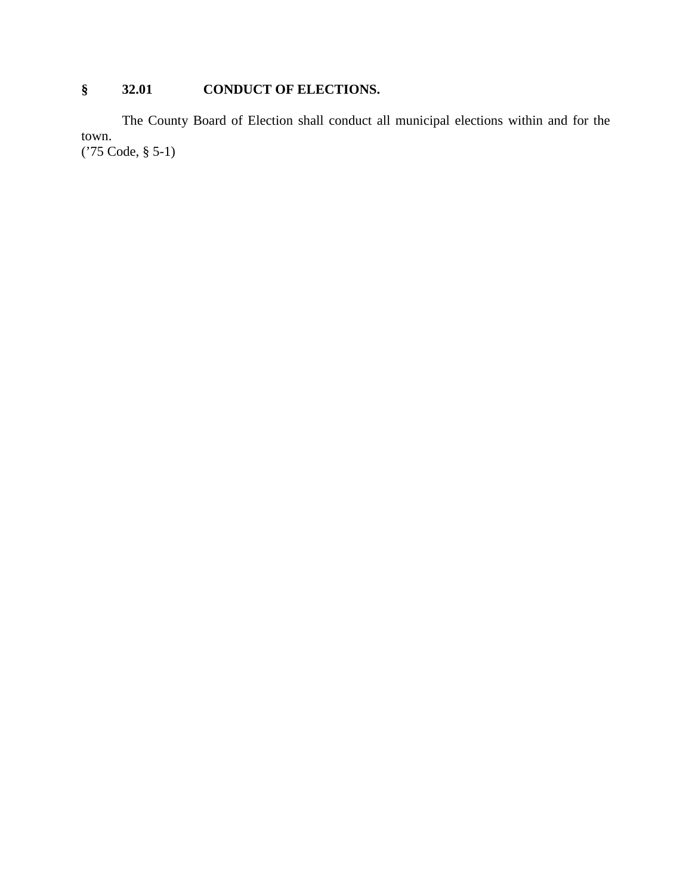## § 32.01 CONDUCT OF ELECTIONS.

The County Board of Election shall conduct all municipal elections within and for the town.
('75 Code, § 5-1)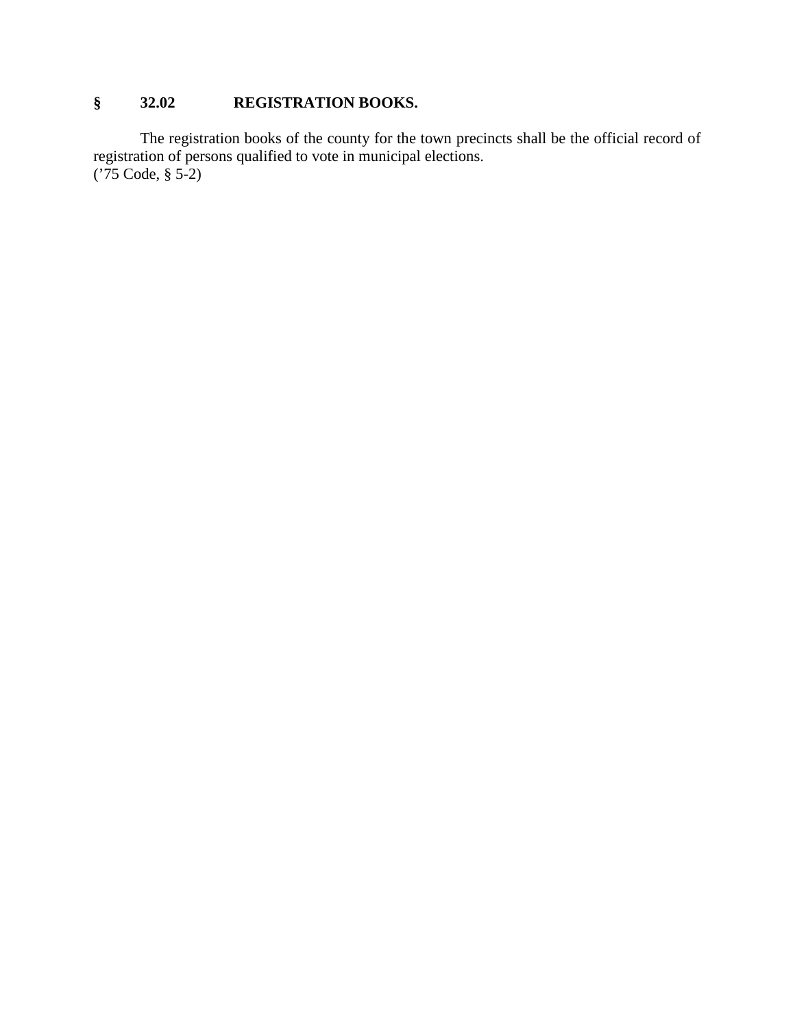**§ 32.02 REGISTRATION BOOKS.**

The registration books of the county for the town precincts shall be the official record of registration of persons qualified to vote in municipal elections.
('75 Code, § 5-2)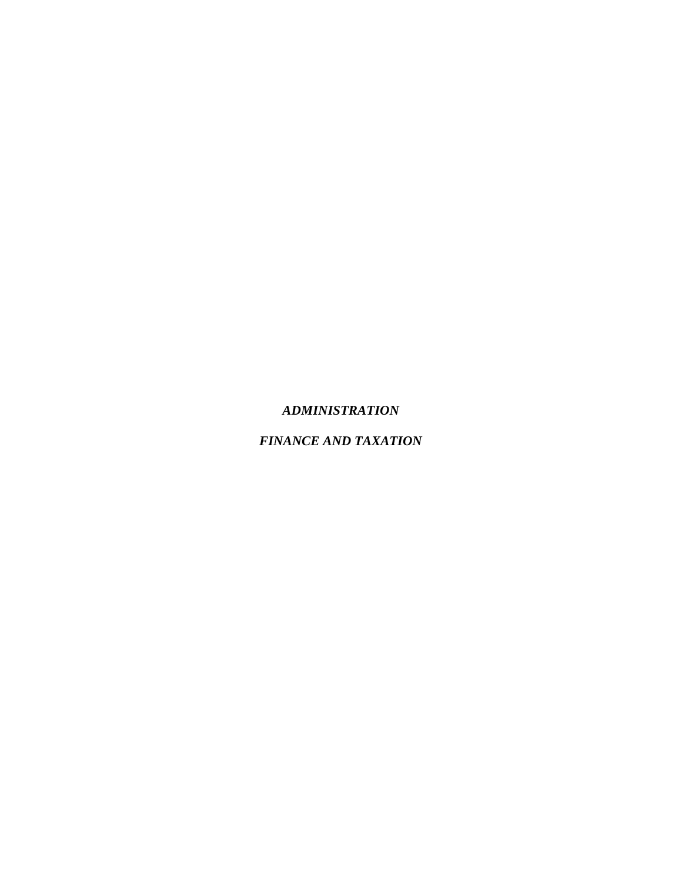***ADMINISTRATION***

***FINANCE AND TAXATION***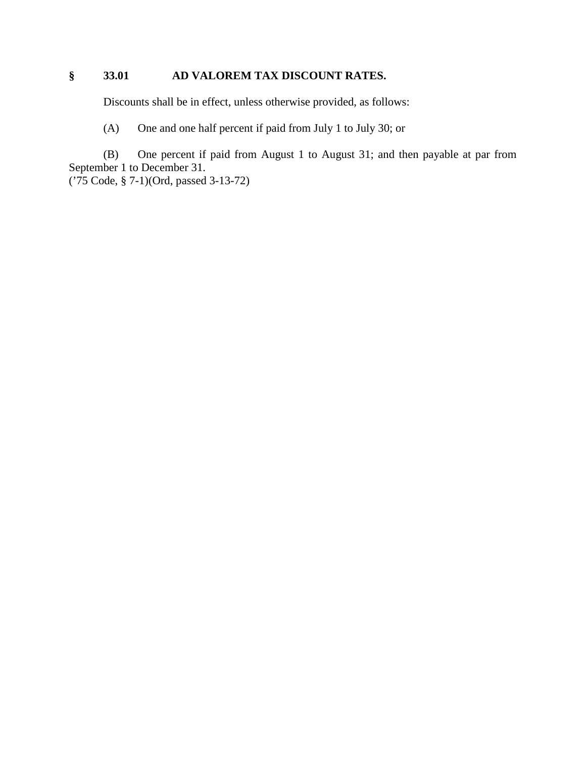**§ 33.01 AD VALOREM TAX DISCOUNT RATES.**

Discounts shall be in effect, unless otherwise provided, as follows:

(A) One and one half percent if paid from July 1 to July 30; or

(B) One percent if paid from August 1 to August 31; and then payable at par from September 1 to December 31.
('75 Code, § 7-1)(Ord, passed 3-13-72)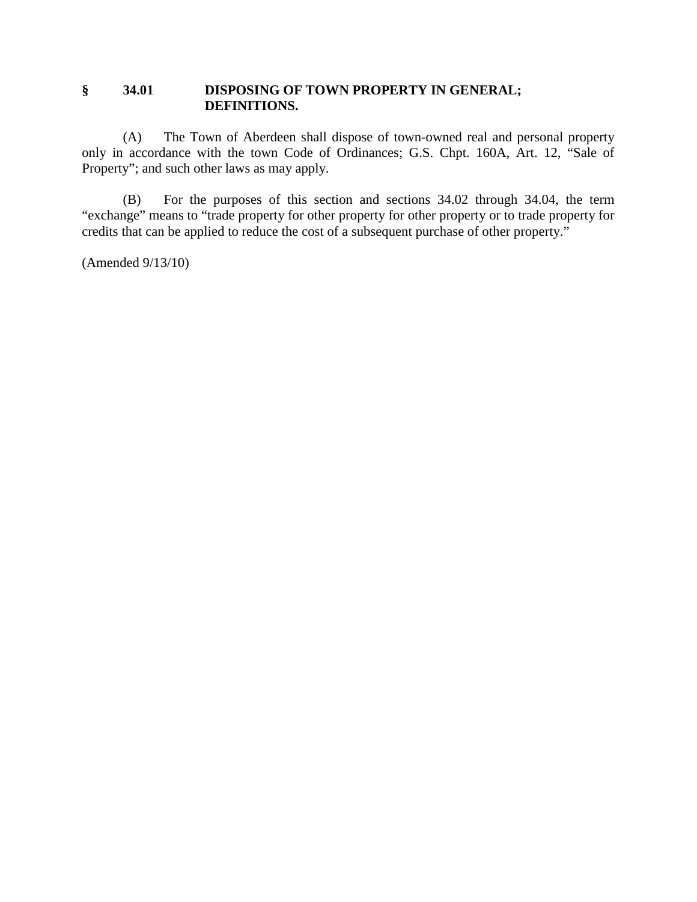## § 34.01 DISPOSING OF TOWN PROPERTY IN GENERAL; DEFINITIONS.

(A) The Town of Aberdeen shall dispose of town-owned real and personal property only in accordance with the town Code of Ordinances; G.S. Chpt. 160A, Art. 12, "Sale of Property"; and such other laws as may apply.

(B) For the purposes of this section and sections 34.02 through 34.04, the term "exchange" means to "trade property for other property for other property or to trade property for credits that can be applied to reduce the cost of a subsequent purchase of other property."

(Amended 9/13/10)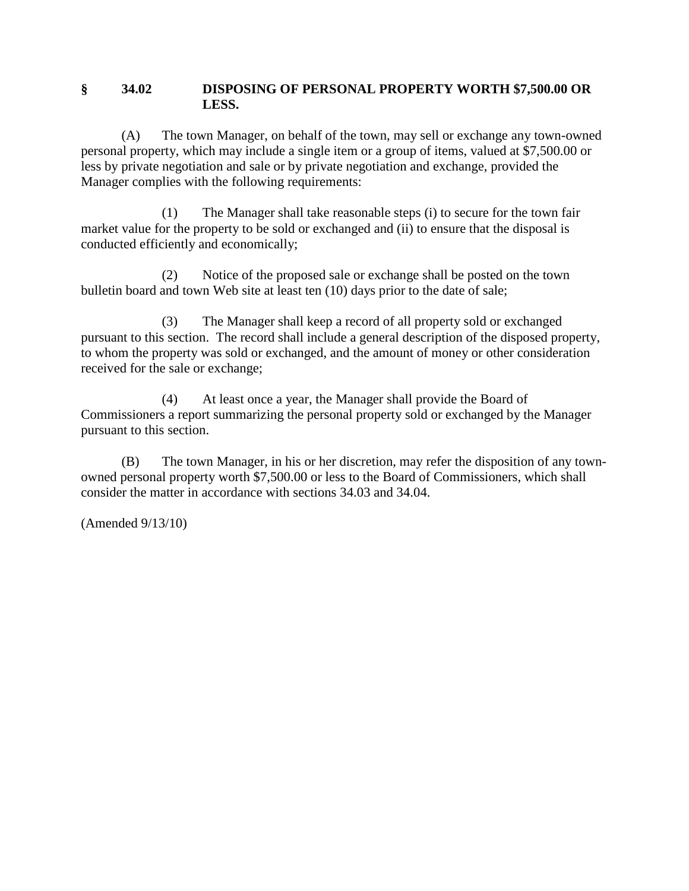## § 34.02 DISPOSING OF PERSONAL PROPERTY WORTH $7,500.00 OR LESS.

(A) The town Manager, on behalf of the town, may sell or exchange any town-owned personal property, which may include a single item or a group of items, valued at $7,500.00 or less by private negotiation and sale or by private negotiation and exchange, provided the Manager complies with the following requirements:

(1) The Manager shall take reasonable steps (i) to secure for the town fair market value for the property to be sold or exchanged and (ii) to ensure that the disposal is conducted efficiently and economically;

(2) Notice of the proposed sale or exchange shall be posted on the town bulletin board and town Web site at least ten (10) days prior to the date of sale;

(3) The Manager shall keep a record of all property sold or exchanged pursuant to this section. The record shall include a general description of the disposed property, to whom the property was sold or exchanged, and the amount of money or other consideration received for the sale or exchange;

(4) At least once a year, the Manager shall provide the Board of Commissioners a report summarizing the personal property sold or exchanged by the Manager pursuant to this section.

(B) The town Manager, in his or her discretion, may refer the disposition of any town-owned personal property worth $7,500.00 or less to the Board of Commissioners, which shall consider the matter in accordance with sections 34.03 and 34.04.

(Amended 9/13/10)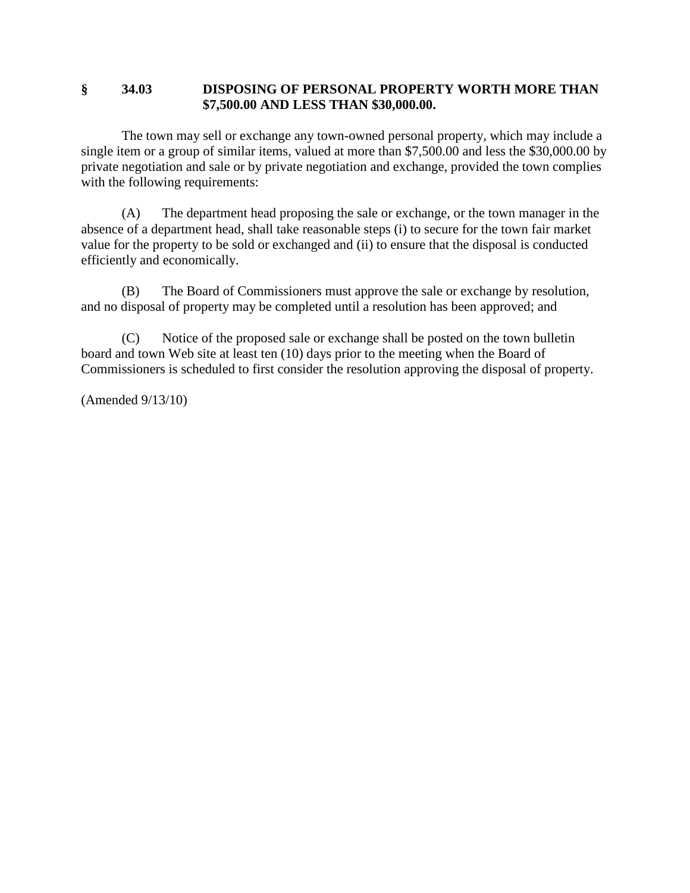## § 34.03 DISPOSING OF PERSONAL PROPERTY WORTH MORE THAN $7,500.00 AND LESS THAN $30,000.00.

The town may sell or exchange any town-owned personal property, which may include a single item or a group of similar items, valued at more than $7,500.00 and less the $30,000.00 by private negotiation and sale or by private negotiation and exchange, provided the town complies with the following requirements:

(A) The department head proposing the sale or exchange, or the town manager in the absence of a department head, shall take reasonable steps (i) to secure for the town fair market value for the property to be sold or exchanged and (ii) to ensure that the disposal is conducted efficiently and economically.

(B) The Board of Commissioners must approve the sale or exchange by resolution, and no disposal of property may be completed until a resolution has been approved; and

(C) Notice of the proposed sale or exchange shall be posted on the town bulletin board and town Web site at least ten (10) days prior to the meeting when the Board of Commissioners is scheduled to first consider the resolution approving the disposal of property.

(Amended 9/13/10)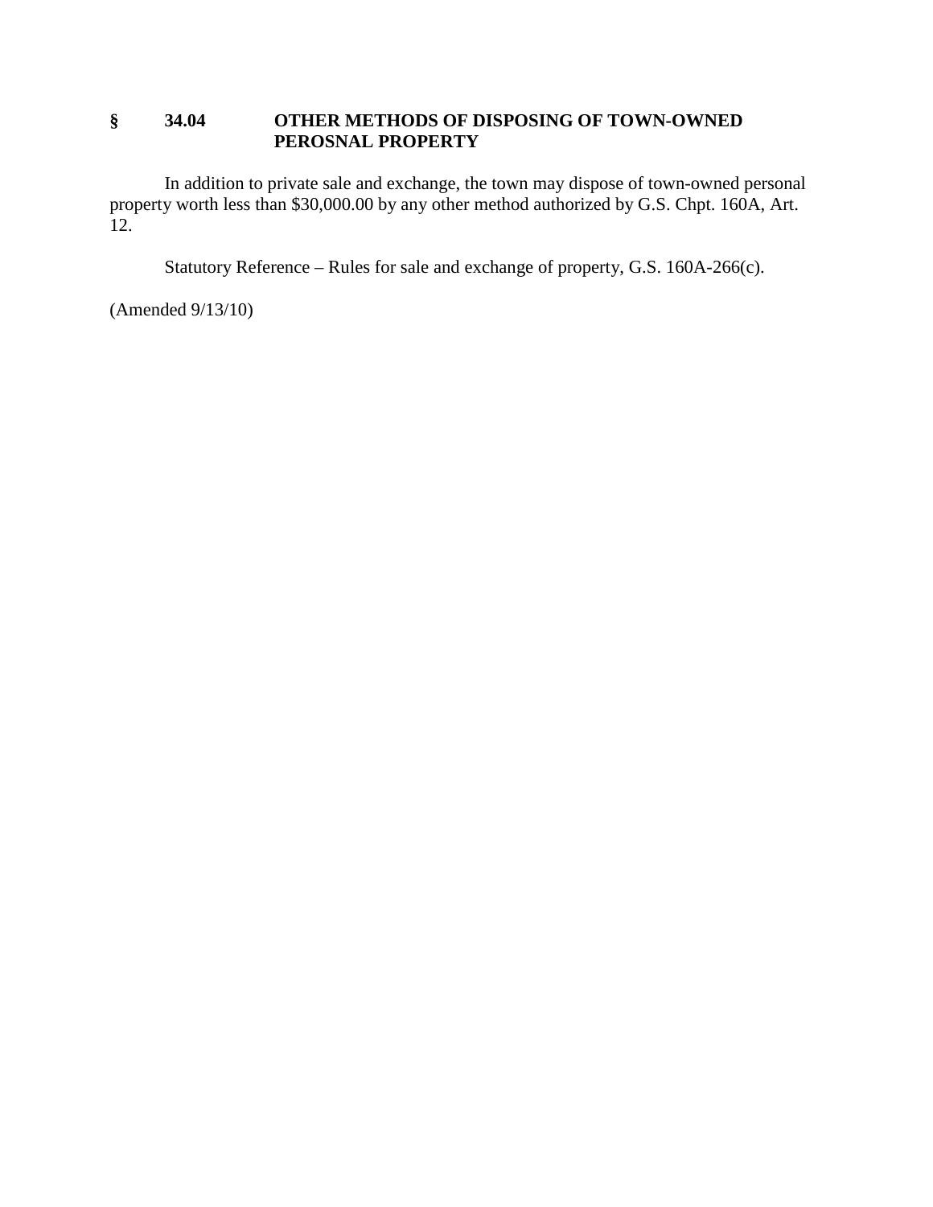## § 34.04 OTHER METHODS OF DISPOSING OF TOWN-OWNED PEROSNAL PROPERTY

In addition to private sale and exchange, the town may dispose of town-owned personal property worth less than $30,000.00 by any other method authorized by G.S. Chpt. 160A, Art. 12.

Statutory Reference – Rules for sale and exchange of property, G.S. 160A-266(c).

(Amended 9/13/10)